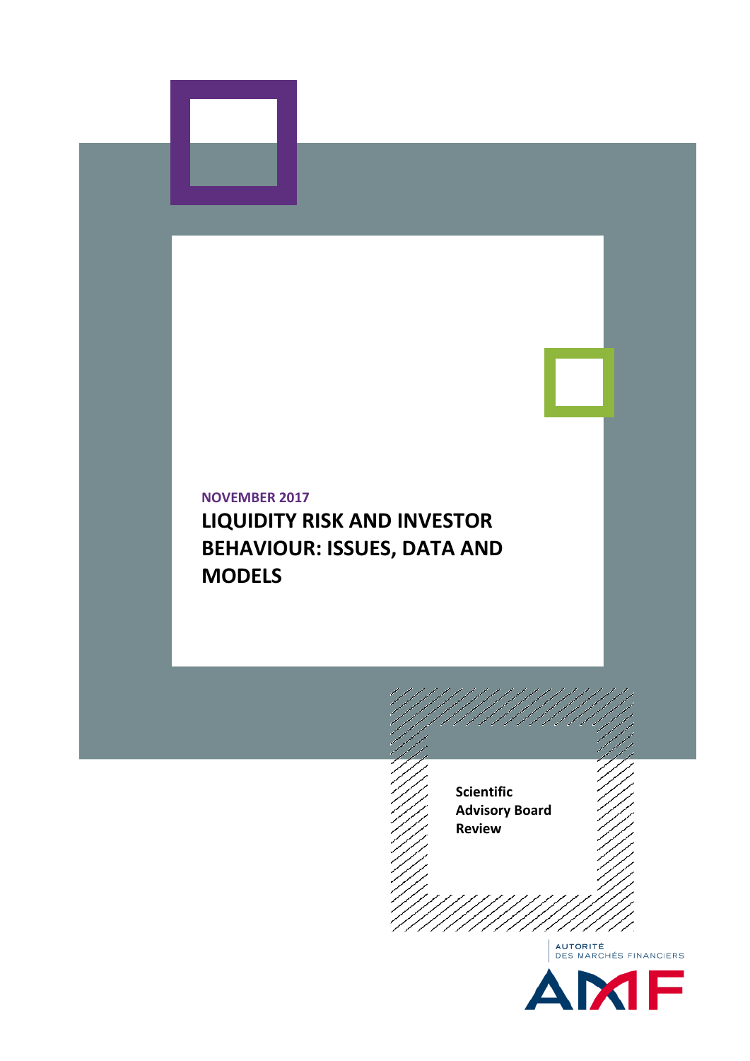NOVEMBER 2017

# LIQUIDITY RISK AND INVESTOR BEHAVIOUR: ISSUES, DATA AND MODELS

**Scientific Advisory Board Review**

AUTORITÉ DES MARCHÉS FINANCIERS

AMF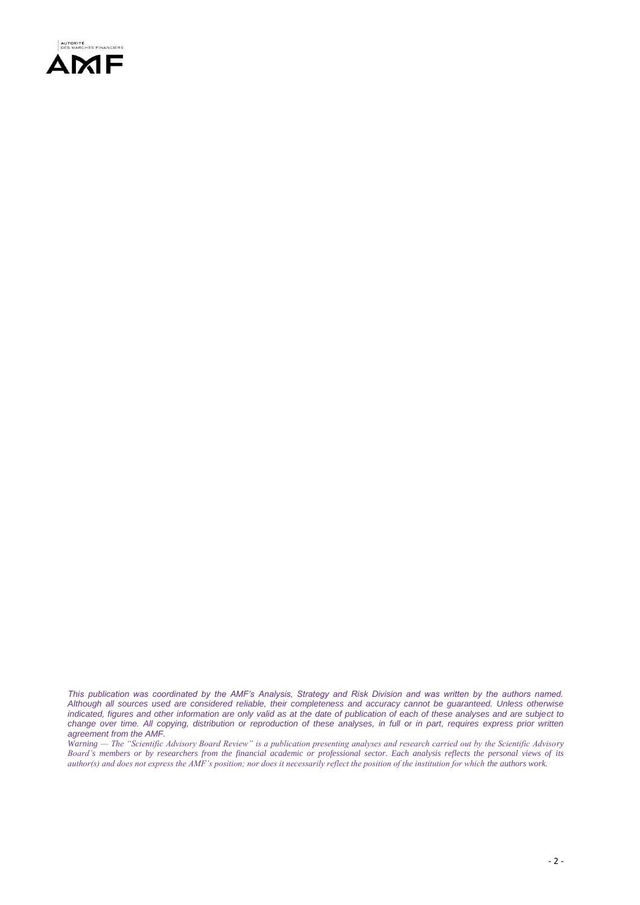*This publication was coordinated by the AMF's Analysis, Strategy and Risk Division and was written by the authors named. Although all sources used are considered reliable, their completeness and accuracy cannot be guaranteed. Unless otherwise indicated, figures and other information are only valid as at the date of publication of each of these analyses and are subject to change over time. All copying, distribution or reproduction of these analyses, in full or in part, requires express prior written agreement from the AMF.*

*Warning — The "Scientific Advisory Board Review" is a publication presenting analyses and research carried out by the Scientific Advisory Board's members or by researchers from the financial academic or professional sector. Each analysis reflects the personal views of its author(s) and does not express the AMF's position; nor does it necessarily reflect the position of the institution for which the authors work.*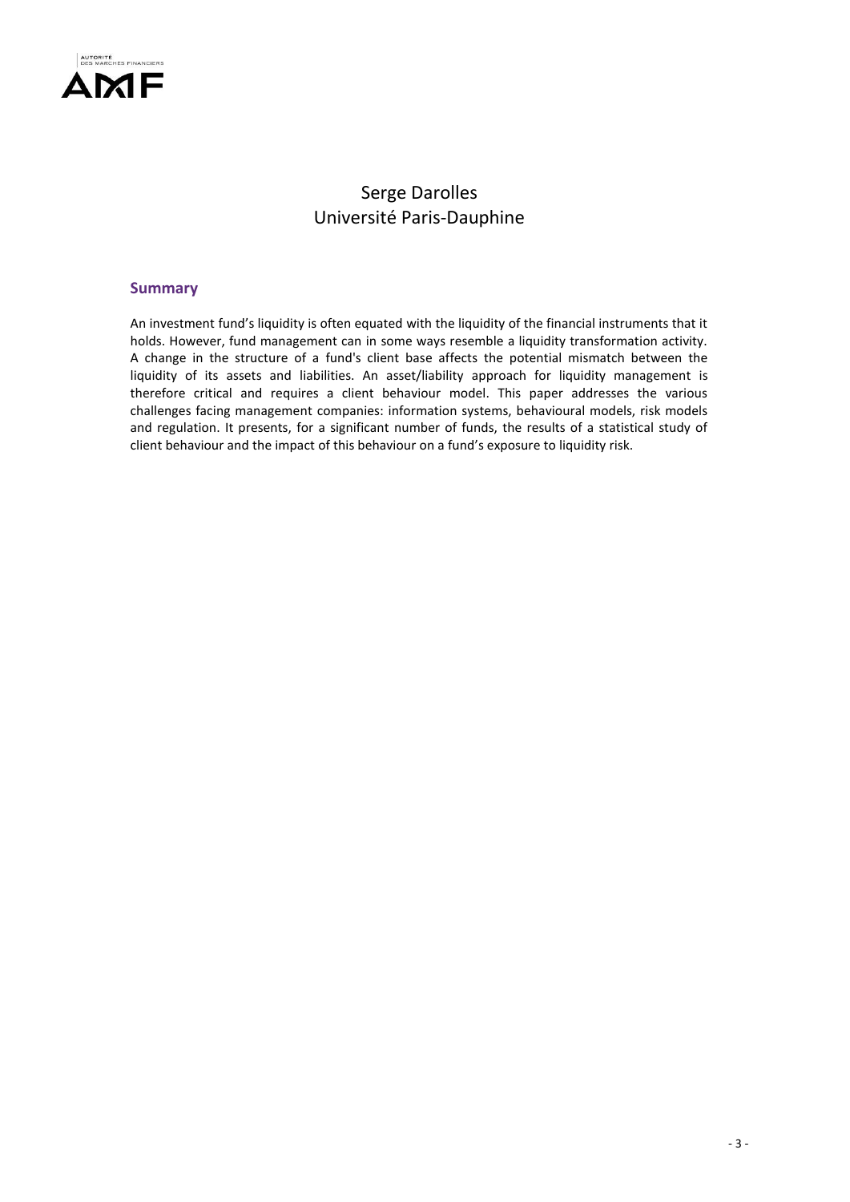Serge Darolles
Université Paris-Dauphine

## Summary

An investment fund's liquidity is often equated with the liquidity of the financial instruments that it holds. However, fund management can in some ways resemble a liquidity transformation activity. A change in the structure of a fund's client base affects the potential mismatch between the liquidity of its assets and liabilities. An asset/liability approach for liquidity management is therefore critical and requires a client behaviour model. This paper addresses the various challenges facing management companies: information systems, behavioural models, risk models and regulation. It presents, for a significant number of funds, the results of a statistical study of client behaviour and the impact of this behaviour on a fund's exposure to liquidity risk.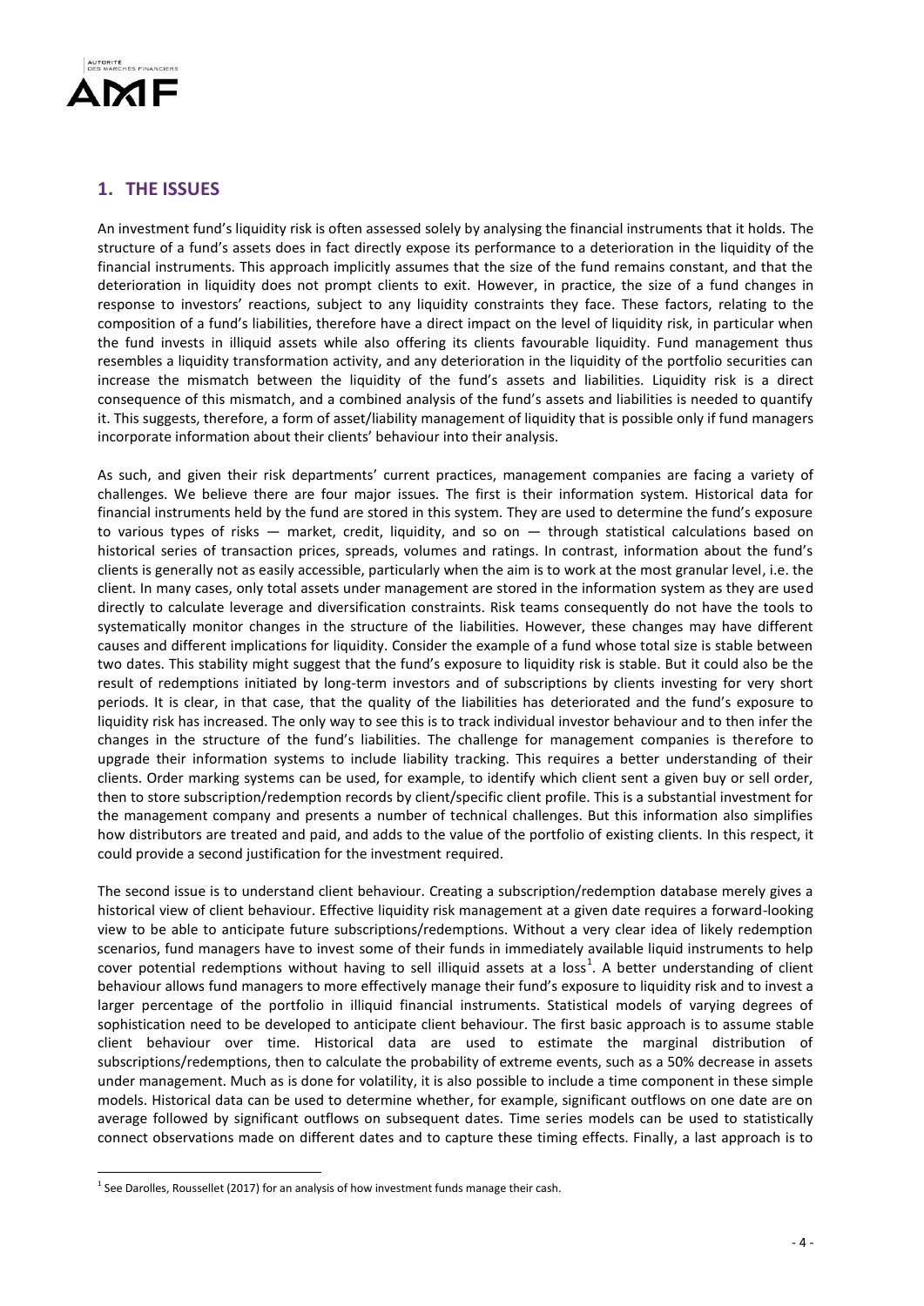## 1. THE ISSUES

An investment fund's liquidity risk is often assessed solely by analysing the financial instruments that it holds. The structure of a fund's assets does in fact directly expose its performance to a deterioration in the liquidity of the financial instruments. This approach implicitly assumes that the size of the fund remains constant, and that the deterioration in liquidity does not prompt clients to exit. However, in practice, the size of a fund changes in response to investors' reactions, subject to any liquidity constraints they face. These factors, relating to the composition of a fund's liabilities, therefore have a direct impact on the level of liquidity risk, in particular when the fund invests in illiquid assets while also offering its clients favourable liquidity. Fund management thus resembles a liquidity transformation activity, and any deterioration in the liquidity of the portfolio securities can increase the mismatch between the liquidity of the fund's assets and liabilities. Liquidity risk is a direct consequence of this mismatch, and a combined analysis of the fund's assets and liabilities is needed to quantify it. This suggests, therefore, a form of asset/liability management of liquidity that is possible only if fund managers incorporate information about their clients' behaviour into their analysis.

As such, and given their risk departments' current practices, management companies are facing a variety of challenges. We believe there are four major issues. The first is their information system. Historical data for financial instruments held by the fund are stored in this system. They are used to determine the fund's exposure to various types of risks — market, credit, liquidity, and so on — through statistical calculations based on historical series of transaction prices, spreads, volumes and ratings. In contrast, information about the fund's clients is generally not as easily accessible, particularly when the aim is to work at the most granular level, i.e. the client. In many cases, only total assets under management are stored in the information system as they are used directly to calculate leverage and diversification constraints. Risk teams consequently do not have the tools to systematically monitor changes in the structure of the liabilities. However, these changes may have different causes and different implications for liquidity. Consider the example of a fund whose total size is stable between two dates. This stability might suggest that the fund's exposure to liquidity risk is stable. But it could also be the result of redemptions initiated by long-term investors and of subscriptions by clients investing for very short periods. It is clear, in that case, that the quality of the liabilities has deteriorated and the fund's exposure to liquidity risk has increased. The only way to see this is to track individual investor behaviour and to then infer the changes in the structure of the fund's liabilities. The challenge for management companies is therefore to upgrade their information systems to include liability tracking. This requires a better understanding of their clients. Order marking systems can be used, for example, to identify which client sent a given buy or sell order, then to store subscription/redemption records by client/specific client profile. This is a substantial investment for the management company and presents a number of technical challenges. But this information also simplifies how distributors are treated and paid, and adds to the value of the portfolio of existing clients. In this respect, it could provide a second justification for the investment required.

The second issue is to understand client behaviour. Creating a subscription/redemption database merely gives a historical view of client behaviour. Effective liquidity risk management at a given date requires a forward-looking view to be able to anticipate future subscriptions/redemptions. Without a very clear idea of likely redemption scenarios, fund managers have to invest some of their funds in immediately available liquid instruments to help cover potential redemptions without having to sell illiquid assets at a loss[1]. A better understanding of client behaviour allows fund managers to more effectively manage their fund's exposure to liquidity risk and to invest a larger percentage of the portfolio in illiquid financial instruments. Statistical models of varying degrees of sophistication need to be developed to anticipate client behaviour. The first basic approach is to assume stable client behaviour over time. Historical data are used to estimate the marginal distribution of subscriptions/redemptions, then to calculate the probability of extreme events, such as a 50% decrease in assets under management. Much as is done for volatility, it is also possible to include a time component in these simple models. Historical data can be used to determine whether, for example, significant outflows on one date are on average followed by significant outflows on subsequent dates. Time series models can be used to statistically connect observations made on different dates and to capture these timing effects. Finally, a last approach is to

[1] See Darolles, Roussellet (2017) for an analysis of how investment funds manage their cash.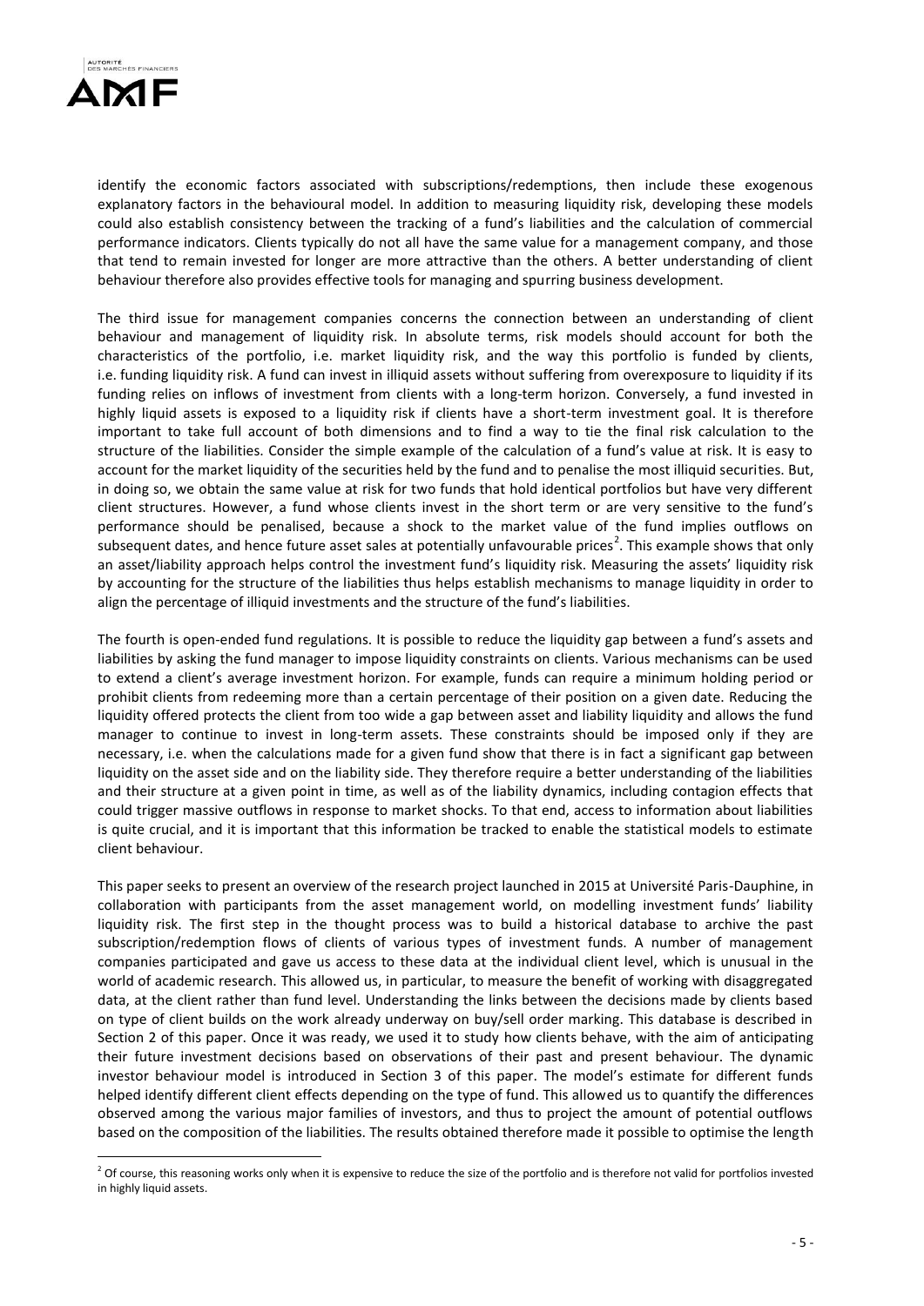identify the economic factors associated with subscriptions/redemptions, then include these exogenous explanatory factors in the behavioural model. In addition to measuring liquidity risk, developing these models could also establish consistency between the tracking of a fund's liabilities and the calculation of commercial performance indicators. Clients typically do not all have the same value for a management company, and those that tend to remain invested for longer are more attractive than the others. A better understanding of client behaviour therefore also provides effective tools for managing and spurring business development.

The third issue for management companies concerns the connection between an understanding of client behaviour and management of liquidity risk. In absolute terms, risk models should account for both the characteristics of the portfolio, i.e. market liquidity risk, and the way this portfolio is funded by clients, i.e. funding liquidity risk. A fund can invest in illiquid assets without suffering from overexposure to liquidity if its funding relies on inflows of investment from clients with a long-term horizon. Conversely, a fund invested in highly liquid assets is exposed to a liquidity risk if clients have a short-term investment goal. It is therefore important to take full account of both dimensions and to find a way to tie the final risk calculation to the structure of the liabilities. Consider the simple example of the calculation of a fund's value at risk. It is easy to account for the market liquidity of the securities held by the fund and to penalise the most illiquid securities. But, in doing so, we obtain the same value at risk for two funds that hold identical portfolios but have very different client structures. However, a fund whose clients invest in the short term or are very sensitive to the fund's performance should be penalised, because a shock to the market value of the fund implies outflows on subsequent dates, and hence future asset sales at potentially unfavourable prices[2]. This example shows that only an asset/liability approach helps control the investment fund's liquidity risk. Measuring the assets' liquidity risk by accounting for the structure of the liabilities thus helps establish mechanisms to manage liquidity in order to align the percentage of illiquid investments and the structure of the fund's liabilities.

The fourth is open-ended fund regulations. It is possible to reduce the liquidity gap between a fund's assets and liabilities by asking the fund manager to impose liquidity constraints on clients. Various mechanisms can be used to extend a client's average investment horizon. For example, funds can require a minimum holding period or prohibit clients from redeeming more than a certain percentage of their position on a given date. Reducing the liquidity offered protects the client from too wide a gap between asset and liability liquidity and allows the fund manager to continue to invest in long-term assets. These constraints should be imposed only if they are necessary, i.e. when the calculations made for a given fund show that there is in fact a significant gap between liquidity on the asset side and on the liability side. They therefore require a better understanding of the liabilities and their structure at a given point in time, as well as of the liability dynamics, including contagion effects that could trigger massive outflows in response to market shocks. To that end, access to information about liabilities is quite crucial, and it is important that this information be tracked to enable the statistical models to estimate client behaviour.

This paper seeks to present an overview of the research project launched in 2015 at Université Paris-Dauphine, in collaboration with participants from the asset management world, on modelling investment funds' liability liquidity risk. The first step in the thought process was to build a historical database to archive the past subscription/redemption flows of clients of various types of investment funds. A number of management companies participated and gave us access to these data at the individual client level, which is unusual in the world of academic research. This allowed us, in particular, to measure the benefit of working with disaggregated data, at the client rather than fund level. Understanding the links between the decisions made by clients based on type of client builds on the work already underway on buy/sell order marking. This database is described in Section 2 of this paper. Once it was ready, we used it to study how clients behave, with the aim of anticipating their future investment decisions based on observations of their past and present behaviour. The dynamic investor behaviour model is introduced in Section 3 of this paper. The model's estimate for different funds helped identify different client effects depending on the type of fund. This allowed us to quantify the differences observed among the various major families of investors, and thus to project the amount of potential outflows based on the composition of the liabilities. The results obtained therefore made it possible to optimise the length

[2] Of course, this reasoning works only when it is expensive to reduce the size of the portfolio and is therefore not valid for portfolios invested in highly liquid assets.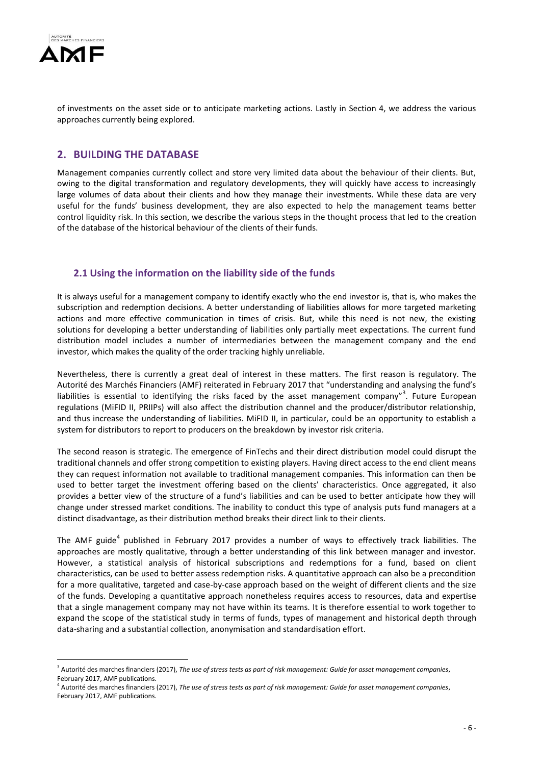of investments on the asset side or to anticipate marketing actions. Lastly in Section 4, we address the various approaches currently being explored.

## 2. BUILDING THE DATABASE

Management companies currently collect and store very limited data about the behaviour of their clients. But, owing to the digital transformation and regulatory developments, they will quickly have access to increasingly large volumes of data about their clients and how they manage their investments. While these data are very useful for the funds' business development, they are also expected to help the management teams better control liquidity risk. In this section, we describe the various steps in the thought process that led to the creation of the database of the historical behaviour of the clients of their funds.

### 2.1 Using the information on the liability side of the funds

It is always useful for a management company to identify exactly who the end investor is, that is, who makes the subscription and redemption decisions. A better understanding of liabilities allows for more targeted marketing actions and more effective communication in times of crisis. But, while this need is not new, the existing solutions for developing a better understanding of liabilities only partially meet expectations. The current fund distribution model includes a number of intermediaries between the management company and the end investor, which makes the quality of the order tracking highly unreliable.

Nevertheless, there is currently a great deal of interest in these matters. The first reason is regulatory. The Autorité des Marchés Financiers (AMF) reiterated in February 2017 that "understanding and analysing the fund's liabilities is essential to identifying the risks faced by the asset management company"[3]. Future European regulations (MiFID II, PRIIPs) will also affect the distribution channel and the producer/distributor relationship, and thus increase the understanding of liabilities. MiFID II, in particular, could be an opportunity to establish a system for distributors to report to producers on the breakdown by investor risk criteria.

The second reason is strategic. The emergence of FinTechs and their direct distribution model could disrupt the traditional channels and offer strong competition to existing players. Having direct access to the end client means they can request information not available to traditional management companies. This information can then be used to better target the investment offering based on the clients' characteristics. Once aggregated, it also provides a better view of the structure of a fund's liabilities and can be used to better anticipate how they will change under stressed market conditions. The inability to conduct this type of analysis puts fund managers at a distinct disadvantage, as their distribution method breaks their direct link to their clients.

The AMF guide[4] published in February 2017 provides a number of ways to effectively track liabilities. The approaches are mostly qualitative, through a better understanding of this link between manager and investor. However, a statistical analysis of historical subscriptions and redemptions for a fund, based on client characteristics, can be used to better assess redemption risks. A quantitative approach can also be a precondition for a more qualitative, targeted and case-by-case approach based on the weight of different clients and the size of the funds. Developing a quantitative approach nonetheless requires access to resources, data and expertise that a single management company may not have within its teams. It is therefore essential to work together to expand the scope of the statistical study in terms of funds, types of management and historical depth through data-sharing and a substantial collection, anonymisation and standardisation effort.

---

[3] Autorité des marches financiers (2017), *The use of stress tests as part of risk management: Guide for asset management companies*, February 2017, AMF publications.

[4] Autorité des marches financiers (2017), *The use of stress tests as part of risk management: Guide for asset management companies*, February 2017, AMF publications.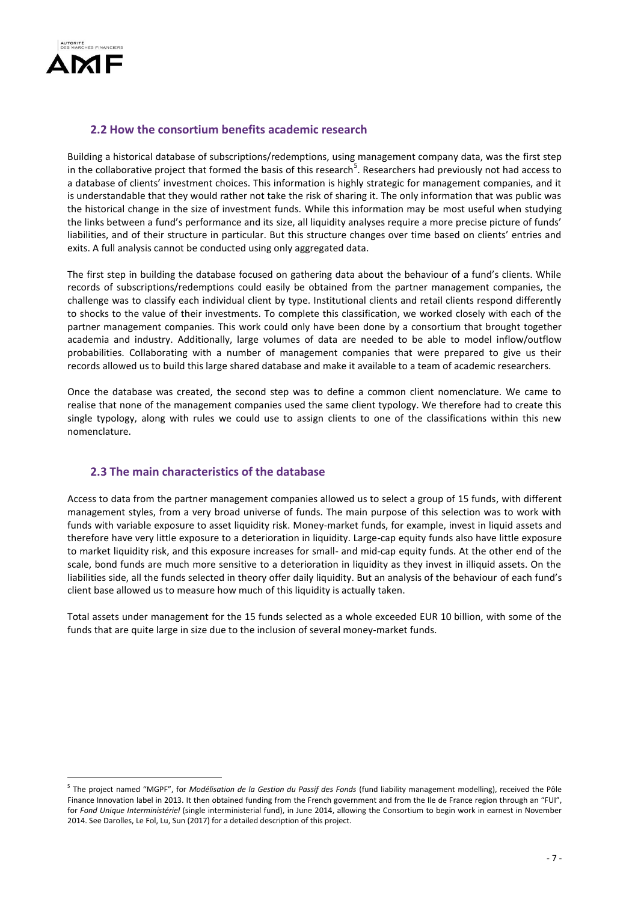## 2.2 How the consortium benefits academic research

Building a historical database of subscriptions/redemptions, using management company data, was the first step in the collaborative project that formed the basis of this research[5]. Researchers had previously not had access to a database of clients' investment choices. This information is highly strategic for management companies, and it is understandable that they would rather not take the risk of sharing it. The only information that was public was the historical change in the size of investment funds. While this information may be most useful when studying the links between a fund's performance and its size, all liquidity analyses require a more precise picture of funds' liabilities, and of their structure in particular. But this structure changes over time based on clients' entries and exits. A full analysis cannot be conducted using only aggregated data.

The first step in building the database focused on gathering data about the behaviour of a fund's clients. While records of subscriptions/redemptions could easily be obtained from the partner management companies, the challenge was to classify each individual client by type. Institutional clients and retail clients respond differently to shocks to the value of their investments. To complete this classification, we worked closely with each of the partner management companies. This work could only have been done by a consortium that brought together academia and industry. Additionally, large volumes of data are needed to be able to model inflow/outflow probabilities. Collaborating with a number of management companies that were prepared to give us their records allowed us to build this large shared database and make it available to a team of academic researchers.

Once the database was created, the second step was to define a common client nomenclature. We came to realise that none of the management companies used the same client typology. We therefore had to create this single typology, along with rules we could use to assign clients to one of the classifications within this new nomenclature.

## 2.3 The main characteristics of the database

Access to data from the partner management companies allowed us to select a group of 15 funds, with different management styles, from a very broad universe of funds. The main purpose of this selection was to work with funds with variable exposure to asset liquidity risk. Money-market funds, for example, invest in liquid assets and therefore have very little exposure to a deterioration in liquidity. Large-cap equity funds also have little exposure to market liquidity risk, and this exposure increases for small- and mid-cap equity funds. At the other end of the scale, bond funds are much more sensitive to a deterioration in liquidity as they invest in illiquid assets. On the liabilities side, all the funds selected in theory offer daily liquidity. But an analysis of the behaviour of each fund's client base allowed us to measure how much of this liquidity is actually taken.

Total assets under management for the 15 funds selected as a whole exceeded EUR 10 billion, with some of the funds that are quite large in size due to the inclusion of several money-market funds.

---

[5] The project named "MGPF", for *Modélisation de la Gestion du Passif des Fonds* (fund liability management modelling), received the Pôle Finance Innovation label in 2013. It then obtained funding from the French government and from the Ile de France region through an "FUI", for *Fond Unique Interministériel* (single interministerial fund), in June 2014, allowing the Consortium to begin work in earnest in November 2014. See Darolles, Le Fol, Lu, Sun (2017) for a detailed description of this project.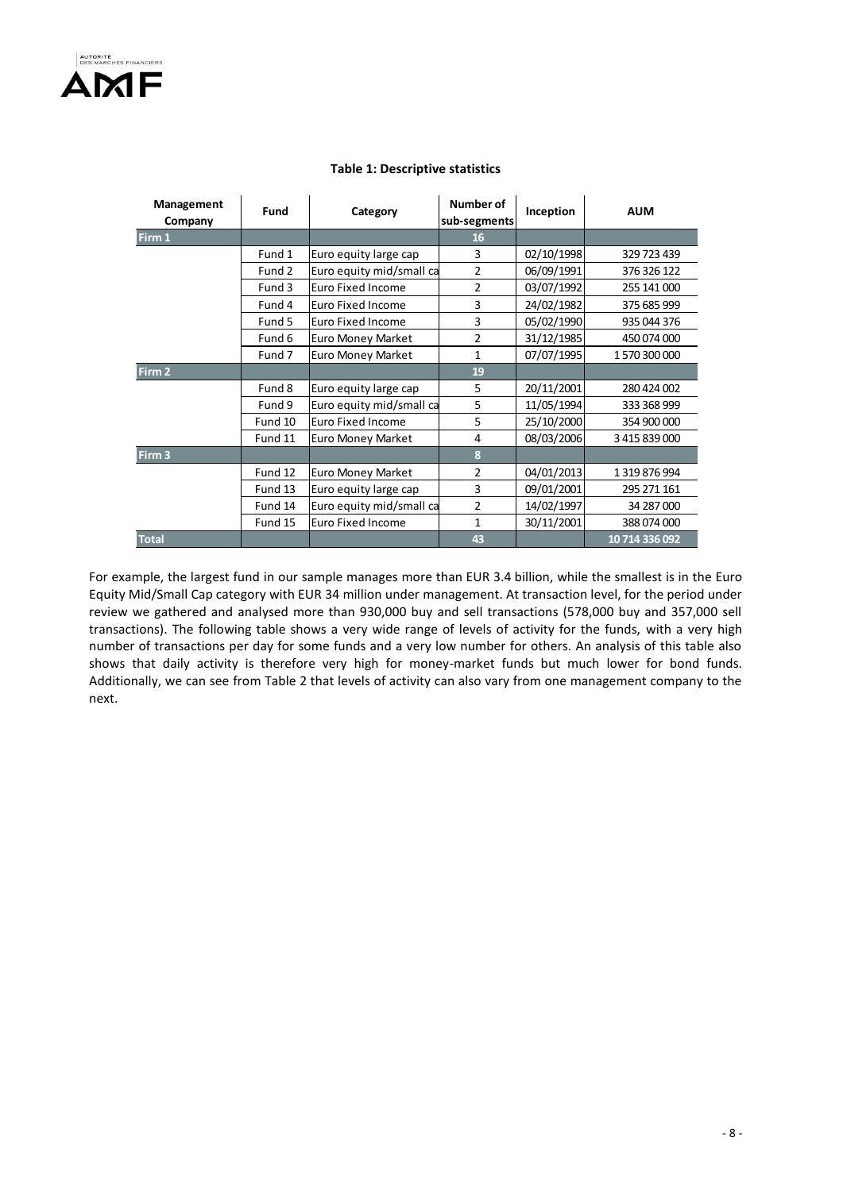**Table 1: Descriptive statistics**

| Management Company | Fund | Category | Number of sub-segments | Inception | AUM |
|---|---|---|---|---|---|
| Firm 1 | | | 16 | | |
| | Fund 1 | Euro equity large cap | 3 | 02/10/1998 | 329 723 439 |
| | Fund 2 | Euro equity mid/small ca | 2 | 06/09/1991 | 376 326 122 |
| | Fund 3 | Euro Fixed Income | 2 | 03/07/1992 | 255 141 000 |
| | Fund 4 | Euro Fixed Income | 3 | 24/02/1982 | 375 685 999 |
| | Fund 5 | Euro Fixed Income | 3 | 05/02/1990 | 935 044 376 |
| | Fund 6 | Euro Money Market | 2 | 31/12/1985 | 450 074 000 |
| | Fund 7 | Euro Money Market | 1 | 07/07/1995 | 1 570 300 000 |
| Firm 2 | | | 19 | | |
| | Fund 8 | Euro equity large cap | 5 | 20/11/2001 | 280 424 002 |
| | Fund 9 | Euro equity mid/small ca | 5 | 11/05/1994 | 333 368 999 |
| | Fund 10 | Euro Fixed Income | 5 | 25/10/2000 | 354 900 000 |
| | Fund 11 | Euro Money Market | 4 | 08/03/2006 | 3 415 839 000 |
| Firm 3 | | | 8 | | |
| | Fund 12 | Euro Money Market | 2 | 04/01/2013 | 1 319 876 994 |
| | Fund 13 | Euro equity large cap | 3 | 09/01/2001 | 295 271 161 |
| | Fund 14 | Euro equity mid/small ca | 2 | 14/02/1997 | 34 287 000 |
| | Fund 15 | Euro Fixed Income | 1 | 30/11/2001 | 388 074 000 |
| Total | | | 43 | | 10 714 336 092 |

For example, the largest fund in our sample manages more than EUR 3.4 billion, while the smallest is in the Euro Equity Mid/Small Cap category with EUR 34 million under management. At transaction level, for the period under review we gathered and analysed more than 930,000 buy and sell transactions (578,000 buy and 357,000 sell transactions). The following table shows a very wide range of levels of activity for the funds, with a very high number of transactions per day for some funds and a very low number for others. An analysis of this table also shows that daily activity is therefore very high for money-market funds but much lower for bond funds. Additionally, we can see from Table 2 that levels of activity can also vary from one management company to the next.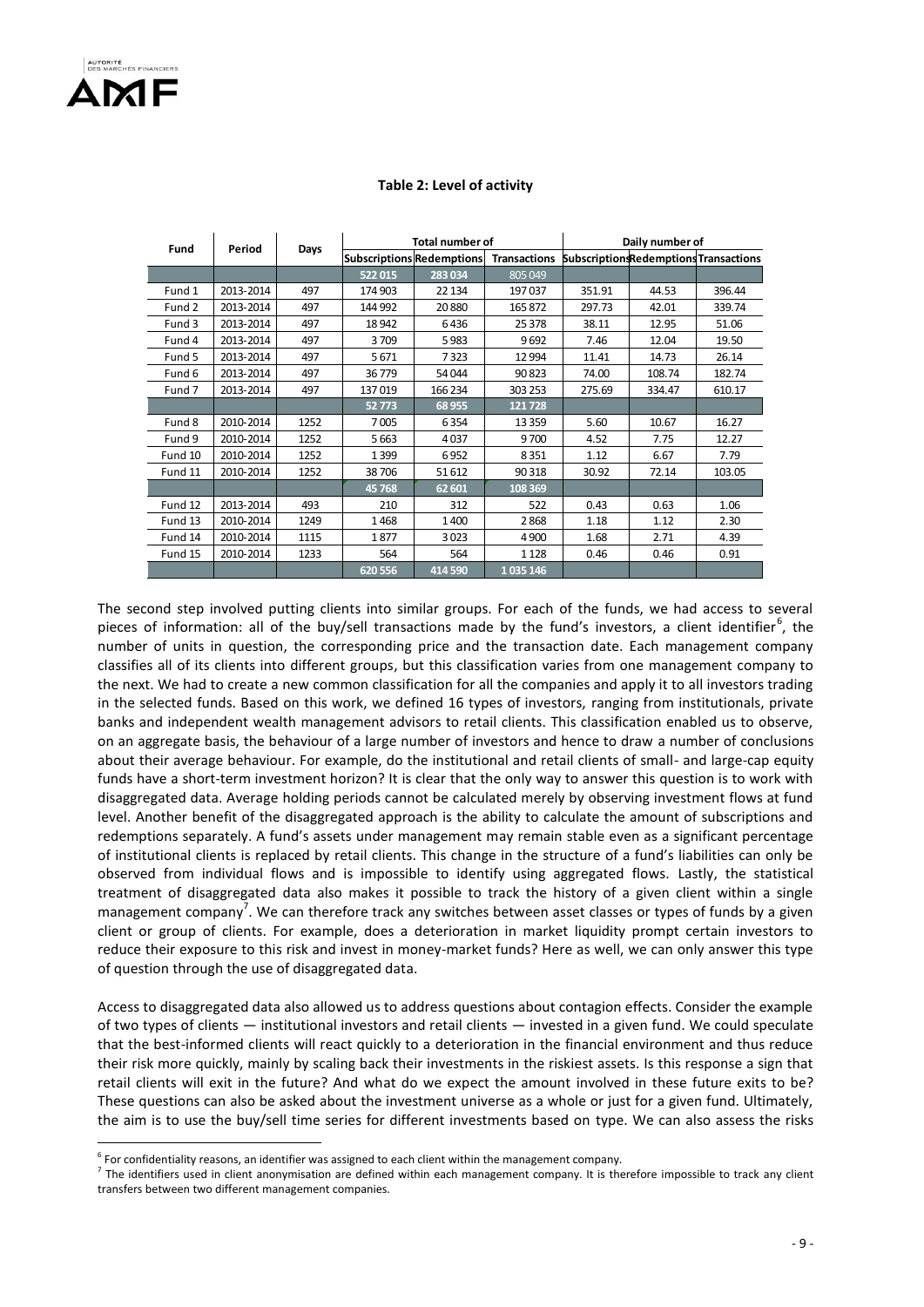**Table 2: Level of activity**

| Fund | Period | Days | Total number of | | | Daily number of | | |
|---|---|---|---|---|---|---|---|---|
| | | | Subscriptions | Redemptions | Transactions | Subscriptions | Redemptions | Transactions |
| | | | 522 015 | 283 034 | 805 049 | | | |
| Fund 1 | 2013-2014 | 497 | 174 903 | 22 134 | 197 037 | 351.91 | 44.53 | 396.44 |
| Fund 2 | 2013-2014 | 497 | 144 992 | 20 880 | 165 872 | 297.73 | 42.01 | 339.74 |
| Fund 3 | 2013-2014 | 497 | 18 942 | 6 436 | 25 378 | 38.11 | 12.95 | 51.06 |
| Fund 4 | 2013-2014 | 497 | 3 709 | 5 983 | 9 692 | 7.46 | 12.04 | 19.50 |
| Fund 5 | 2013-2014 | 497 | 5 671 | 7 323 | 12 994 | 11.41 | 14.73 | 26.14 |
| Fund 6 | 2013-2014 | 497 | 36 779 | 54 044 | 90 823 | 74.00 | 108.74 | 182.74 |
| Fund 7 | 2013-2014 | 497 | 137 019 | 166 234 | 303 253 | 275.69 | 334.47 | 610.17 |
| | | | 52 773 | 68 955 | 121 728 | | | |
| Fund 8 | 2010-2014 | 1252 | 7 005 | 6 354 | 13 359 | 5.60 | 10.67 | 16.27 |
| Fund 9 | 2010-2014 | 1252 | 5 663 | 4 037 | 9 700 | 4.52 | 7.75 | 12.27 |
| Fund 10 | 2010-2014 | 1252 | 1 399 | 6 952 | 8 351 | 1.12 | 6.67 | 7.79 |
| Fund 11 | 2010-2014 | 1252 | 38 706 | 51 612 | 90 318 | 30.92 | 72.14 | 103.05 |
| | | | 45 768 | 62 601 | 108 369 | | | |
| Fund 12 | 2013-2014 | 493 | 210 | 312 | 522 | 0.43 | 0.63 | 1.06 |
| Fund 13 | 2010-2014 | 1249 | 1 468 | 1 400 | 2 868 | 1.18 | 1.12 | 2.30 |
| Fund 14 | 2010-2014 | 1115 | 1 877 | 3 023 | 4 900 | 1.68 | 2.71 | 4.39 |
| Fund 15 | 2010-2014 | 1233 | 564 | 564 | 1 128 | 0.46 | 0.46 | 0.91 |
| | | | 620 556 | 414 590 | 1 035 146 | | | |

The second step involved putting clients into similar groups. For each of the funds, we had access to several pieces of information: all of the buy/sell transactions made by the fund's investors, a client identifier[6], the number of units in question, the corresponding price and the transaction date. Each management company classifies all of its clients into different groups, but this classification varies from one management company to the next. We had to create a new common classification for all the companies and apply it to all investors trading in the selected funds. Based on this work, we defined 16 types of investors, ranging from institutionals, private banks and independent wealth management advisors to retail clients. This classification enabled us to observe, on an aggregate basis, the behaviour of a large number of investors and hence to draw a number of conclusions about their average behaviour. For example, do the institutional and retail clients of small- and large-cap equity funds have a short-term investment horizon? It is clear that the only way to answer this question is to work with disaggregated data. Average holding periods cannot be calculated merely by observing investment flows at fund level. Another benefit of the disaggregated approach is the ability to calculate the amount of subscriptions and redemptions separately. A fund's assets under management may remain stable even as a significant percentage of institutional clients is replaced by retail clients. This change in the structure of a fund's liabilities can only be observed from individual flows and is impossible to identify using aggregated flows. Lastly, the statistical treatment of disaggregated data also makes it possible to track the history of a given client within a single management company[7]. We can therefore track any switches between asset classes or types of funds by a given client or group of clients. For example, does a deterioration in market liquidity prompt certain investors to reduce their exposure to this risk and invest in money-market funds? Here as well, we can only answer this type of question through the use of disaggregated data.

Access to disaggregated data also allowed us to address questions about contagion effects. Consider the example of two types of clients — institutional investors and retail clients — invested in a given fund. We could speculate that the best-informed clients will react quickly to a deterioration in the financial environment and thus reduce their risk more quickly, mainly by scaling back their investments in the riskiest assets. Is this response a sign that retail clients will exit in the future? And what do we expect the amount involved in these future exits to be? These questions can also be asked about the investment universe as a whole or just for a given fund. Ultimately, the aim is to use the buy/sell time series for different investments based on type. We can also assess the risks

[6] For confidentiality reasons, an identifier was assigned to each client within the management company.

[7] The identifiers used in client anonymisation are defined within each management company. It is therefore impossible to track any client transfers between two different management companies.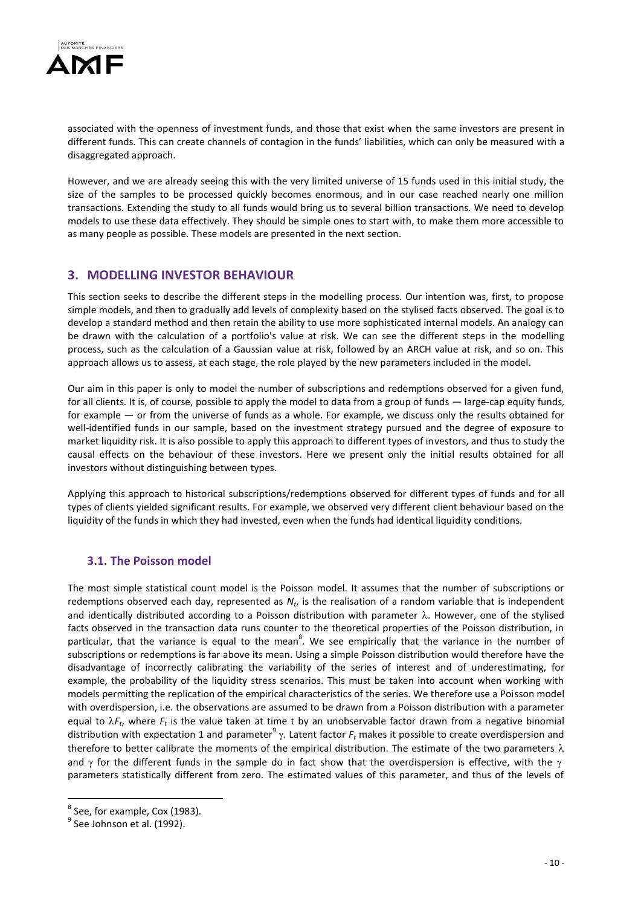associated with the openness of investment funds, and those that exist when the same investors are present in different funds. This can create channels of contagion in the funds' liabilities, which can only be measured with a disaggregated approach.

However, and we are already seeing this with the very limited universe of 15 funds used in this initial study, the size of the samples to be processed quickly becomes enormous, and in our case reached nearly one million transactions. Extending the study to all funds would bring us to several billion transactions. We need to develop models to use these data effectively. They should be simple ones to start with, to make them more accessible to as many people as possible. These models are presented in the next section.

## 3. MODELLING INVESTOR BEHAVIOUR

This section seeks to describe the different steps in the modelling process. Our intention was, first, to propose simple models, and then to gradually add levels of complexity based on the stylised facts observed. The goal is to develop a standard method and then retain the ability to use more sophisticated internal models. An analogy can be drawn with the calculation of a portfolio's value at risk. We can see the different steps in the modelling process, such as the calculation of a Gaussian value at risk, followed by an ARCH value at risk, and so on. This approach allows us to assess, at each stage, the role played by the new parameters included in the model.

Our aim in this paper is only to model the number of subscriptions and redemptions observed for a given fund, for all clients. It is, of course, possible to apply the model to data from a group of funds — large-cap equity funds, for example — or from the universe of funds as a whole. For example, we discuss only the results obtained for well-identified funds in our sample, based on the investment strategy pursued and the degree of exposure to market liquidity risk. It is also possible to apply this approach to different types of investors, and thus to study the causal effects on the behaviour of these investors. Here we present only the initial results obtained for all investors without distinguishing between types.

Applying this approach to historical subscriptions/redemptions observed for different types of funds and for all types of clients yielded significant results. For example, we observed very different client behaviour based on the liquidity of the funds in which they had invested, even when the funds had identical liquidity conditions.

### 3.1. The Poisson model

The most simple statistical count model is the Poisson model. It assumes that the number of subscriptions or redemptions observed each day, represented as $N_t$, is the realisation of a random variable that is independent and identically distributed according to a Poisson distribution with parameter $\lambda$. However, one of the stylised facts observed in the transaction data runs counter to the theoretical properties of the Poisson distribution, in particular, that the variance is equal to the mean[8]. We see empirically that the variance in the number of subscriptions or redemptions is far above its mean. Using a simple Poisson distribution would therefore have the disadvantage of incorrectly calibrating the variability of the series of interest and of underestimating, for example, the probability of the liquidity stress scenarios. This must be taken into account when working with models permitting the replication of the empirical characteristics of the series. We therefore use a Poisson model with overdispersion, i.e. the observations are assumed to be drawn from a Poisson distribution with a parameter equal to $\lambda F_t$, where $F_t$ is the value taken at time t by an unobservable factor drawn from a negative binomial distribution with expectation 1 and parameter[9] $\gamma$. Latent factor $F_t$ makes it possible to create overdispersion and therefore to better calibrate the moments of the empirical distribution. The estimate of the two parameters $\lambda$ and $\gamma$ for the different funds in the sample do in fact show that the overdispersion is effective, with the $\gamma$ parameters statistically different from zero. The estimated values of this parameter, and thus of the levels of

[8] See, for example, Cox (1983).

[9] See Johnson et al. (1992).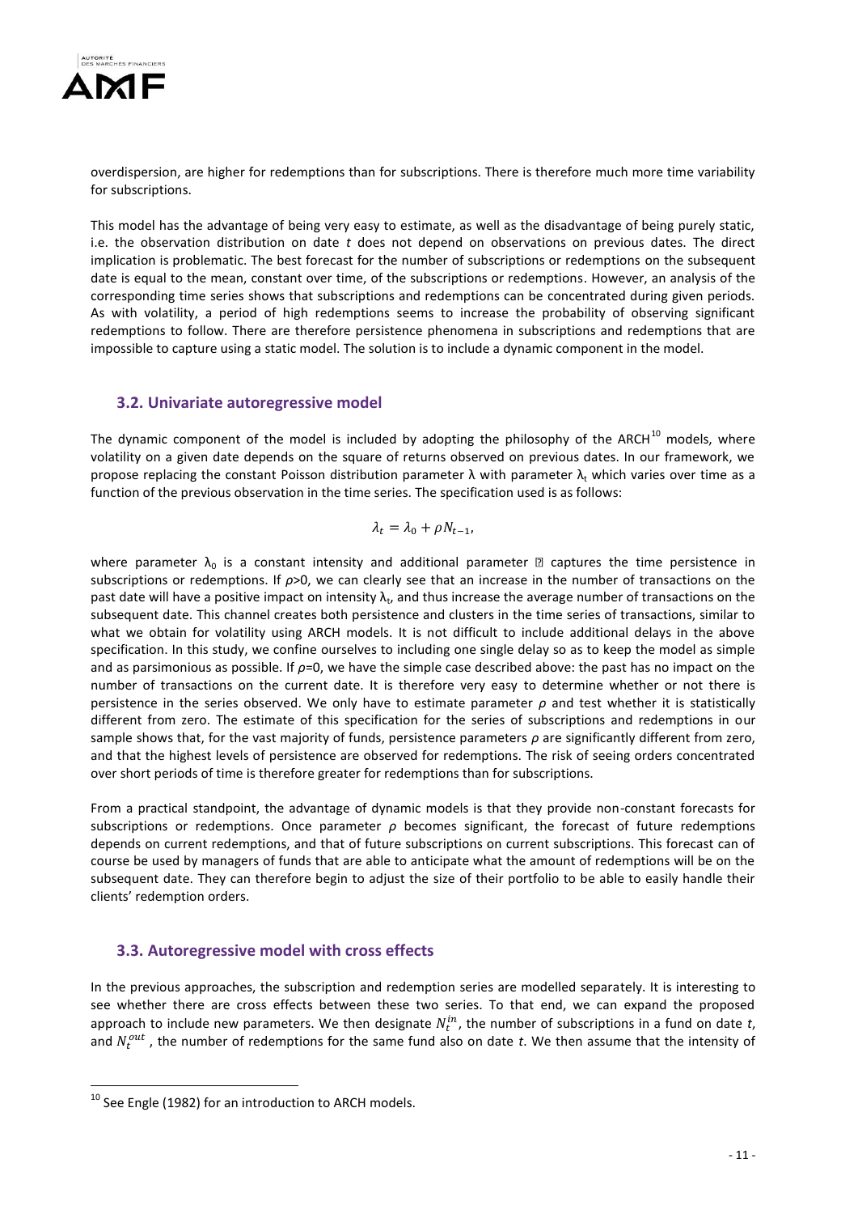overdispersion, are higher for redemptions than for subscriptions. There is therefore much more time variability for subscriptions.

This model has the advantage of being very easy to estimate, as well as the disadvantage of being purely static, i.e. the observation distribution on date *t* does not depend on observations on previous dates. The direct implication is problematic. The best forecast for the number of subscriptions or redemptions on the subsequent date is equal to the mean, constant over time, of the subscriptions or redemptions. However, an analysis of the corresponding time series shows that subscriptions and redemptions can be concentrated during given periods. As with volatility, a period of high redemptions seems to increase the probability of observing significant redemptions to follow. There are therefore persistence phenomena in subscriptions and redemptions that are impossible to capture using a static model. The solution is to include a dynamic component in the model.

### 3.2. Univariate autoregressive model

The dynamic component of the model is included by adopting the philosophy of the ARCH[10] models, where volatility on a given date depends on the square of returns observed on previous dates. In our framework, we propose replacing the constant Poisson distribution parameter $\lambda$ with parameter $\lambda_t$ which varies over time as a function of the previous observation in the time series. The specification used is as follows:

$$\lambda_t = \lambda_0 + \rho N_{t-1},$$

where parameter $\lambda_0$ is a constant intensity and additional parameter $\rho$ captures the time persistence in subscriptions or redemptions. If $\rho>0$, we can clearly see that an increase in the number of transactions on the past date will have a positive impact on intensity $\lambda_t$, and thus increase the average number of transactions on the subsequent date. This channel creates both persistence and clusters in the time series of transactions, similar to what we obtain for volatility using ARCH models. It is not difficult to include additional delays in the above specification. In this study, we confine ourselves to including one single delay so as to keep the model as simple and as parsimonious as possible. If $\rho=0$, we have the simple case described above: the past has no impact on the number of transactions on the current date. It is therefore very easy to determine whether or not there is persistence in the series observed. We only have to estimate parameter $\rho$ and test whether it is statistically different from zero. The estimate of this specification for the series of subscriptions and redemptions in our sample shows that, for the vast majority of funds, persistence parameters $\rho$ are significantly different from zero, and that the highest levels of persistence are observed for redemptions. The risk of seeing orders concentrated over short periods of time is therefore greater for redemptions than for subscriptions.

From a practical standpoint, the advantage of dynamic models is that they provide non-constant forecasts for subscriptions or redemptions. Once parameter $\rho$ becomes significant, the forecast of future redemptions depends on current redemptions, and that of future subscriptions on current subscriptions. This forecast can of course be used by managers of funds that are able to anticipate what the amount of redemptions will be on the subsequent date. They can therefore begin to adjust the size of their portfolio to be able to easily handle their clients' redemption orders.

### 3.3. Autoregressive model with cross effects

In the previous approaches, the subscription and redemption series are modelled separately. It is interesting to see whether there are cross effects between these two series. To that end, we can expand the proposed approach to include new parameters. We then designate $N_t^{in}$, the number of subscriptions in a fund on date *t*, and $N_t^{out}$, the number of redemptions for the same fund also on date *t*. We then assume that the intensity of

[10] See Engle (1982) for an introduction to ARCH models.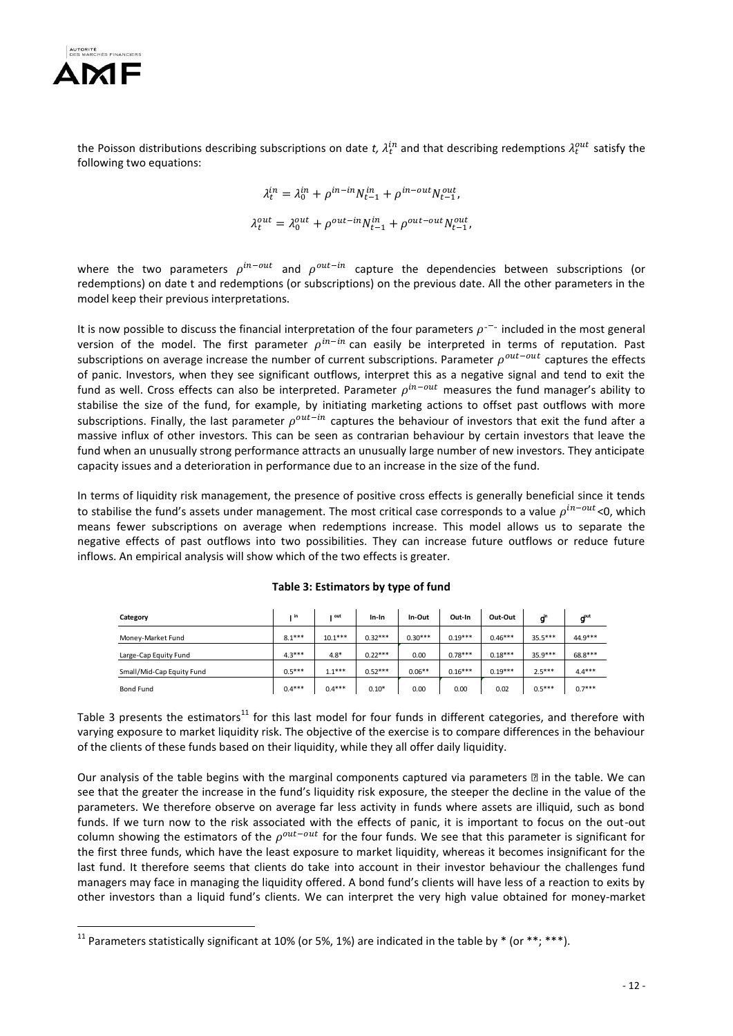the Poisson distributions describing subscriptions on date *t*, $\lambda_t^{in}$ and that describing redemptions $\lambda_t^{out}$ satisfy the following two equations:

$$\lambda_t^{in} = \lambda_0^{in} + \rho^{in-in} N_{t-1}^{in} + \rho^{in-out} N_{t-1}^{out},$$

$$\lambda_t^{out} = \lambda_0^{out} + \rho^{out-in} N_{t-1}^{in} + \rho^{out-out} N_{t-1}^{out},$$

where the two parameters $\rho^{in-out}$ and $\rho^{out-in}$ capture the dependencies between subscriptions (or redemptions) on date t and redemptions (or subscriptions) on the previous date. All the other parameters in the model keep their previous interpretations.

It is now possible to discuss the financial interpretation of the four parameters $\rho^{\cdot-\cdot}$ included in the most general version of the model. The first parameter $\rho^{in-in}$ can easily be interpreted in terms of reputation. Past subscriptions on average increase the number of current subscriptions. Parameter $\rho^{out-out}$ captures the effects of panic. Investors, when they see significant outflows, interpret this as a negative signal and tend to exit the fund as well. Cross effects can also be interpreted. Parameter $\rho^{in-out}$ measures the fund manager's ability to stabilise the size of the fund, for example, by initiating marketing actions to offset past outflows with more subscriptions. Finally, the last parameter $\rho^{out-in}$ captures the behaviour of investors that exit the fund after a massive influx of other investors. This can be seen as contrarian behaviour by certain investors that leave the fund when an unusually strong performance attracts an unusually large number of new investors. They anticipate capacity issues and a deterioration in performance due to an increase in the size of the fund.

In terms of liquidity risk management, the presence of positive cross effects is generally beneficial since it tends to stabilise the fund's assets under management. The most critical case corresponds to a value $\rho^{in-out}$<0, which means fewer subscriptions on average when redemptions increase. This model allows us to separate the negative effects of past outflows into two possibilities. They can increase future outflows or reduce future inflows. An empirical analysis will show which of the two effects is greater.

**Table 3: Estimators by type of fund**

| Category | $l^{in}$ | $l^{out}$ | In-In | In-Out | Out-In | Out-Out | $g^{in}$ | $g^{out}$ |
|---|---|---|---|---|---|---|---|---|
| Money-Market Fund | 8.1*** | 10.1*** | 0.32*** | 0.30*** | 0.19*** | 0.46*** | 35.5*** | 44.9*** |
| Large-Cap Equity Fund | 4.3*** | 4.8* | 0.22*** | 0.00 | 0.78*** | 0.18*** | 35.9*** | 68.8*** |
| Small/Mid-Cap Equity Fund | 0.5*** | 1.1*** | 0.52*** | 0.06** | 0.16*** | 0.19*** | 2.5*** | 4.4*** |
| Bond Fund | 0.4*** | 0.4*** | 0.10* | 0.00 | 0.00 | 0.02 | 0.5*** | 0.7*** |

Table 3 presents the estimators[11] for this last model for four funds in different categories, and therefore with varying exposure to market liquidity risk. The objective of the exercise is to compare differences in the behaviour of the clients of these funds based on their liquidity, while they all offer daily liquidity.

Our analysis of the table begins with the marginal components captured via parameters ▯ in the table. We can see that the greater the increase in the fund's liquidity risk exposure, the steeper the decline in the value of the parameters. We therefore observe on average far less activity in funds where assets are illiquid, such as bond funds. If we turn now to the risk associated with the effects of panic, it is important to focus on the out-out column showing the estimators of the $\rho^{out-out}$ for the four funds. We see that this parameter is significant for the first three funds, which have the least exposure to market liquidity, whereas it becomes insignificant for the last fund. It therefore seems that clients do take into account in their investor behaviour the challenges fund managers may face in managing the liquidity offered. A bond fund's clients will have less of a reaction to exits by other investors than a liquid fund's clients. We can interpret the very high value obtained for money-market

[11] Parameters statistically significant at 10% (or 5%, 1%) are indicated in the table by * (or **; ***).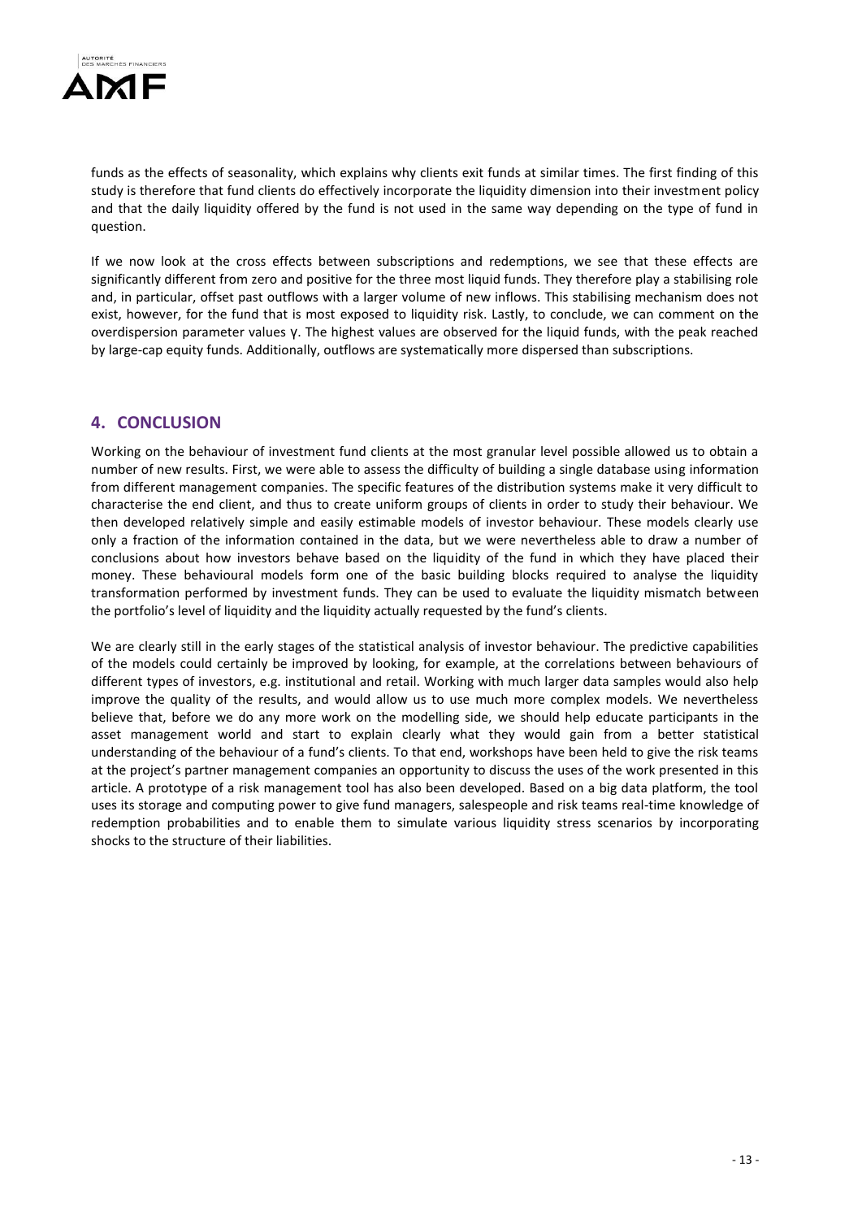funds as the effects of seasonality, which explains why clients exit funds at similar times. The first finding of this study is therefore that fund clients do effectively incorporate the liquidity dimension into their investment policy and that the daily liquidity offered by the fund is not used in the same way depending on the type of fund in question.

If we now look at the cross effects between subscriptions and redemptions, we see that these effects are significantly different from zero and positive for the three most liquid funds. They therefore play a stabilising role and, in particular, offset past outflows with a larger volume of new inflows. This stabilising mechanism does not exist, however, for the fund that is most exposed to liquidity risk. Lastly, to conclude, we can comment on the overdispersion parameter values $\gamma$. The highest values are observed for the liquid funds, with the peak reached by large-cap equity funds. Additionally, outflows are systematically more dispersed than subscriptions.

## 4. CONCLUSION

Working on the behaviour of investment fund clients at the most granular level possible allowed us to obtain a number of new results. First, we were able to assess the difficulty of building a single database using information from different management companies. The specific features of the distribution systems make it very difficult to characterise the end client, and thus to create uniform groups of clients in order to study their behaviour. We then developed relatively simple and easily estimable models of investor behaviour. These models clearly use only a fraction of the information contained in the data, but we were nevertheless able to draw a number of conclusions about how investors behave based on the liquidity of the fund in which they have placed their money. These behavioural models form one of the basic building blocks required to analyse the liquidity transformation performed by investment funds. They can be used to evaluate the liquidity mismatch between the portfolio's level of liquidity and the liquidity actually requested by the fund's clients.

We are clearly still in the early stages of the statistical analysis of investor behaviour. The predictive capabilities of the models could certainly be improved by looking, for example, at the correlations between behaviours of different types of investors, e.g. institutional and retail. Working with much larger data samples would also help improve the quality of the results, and would allow us to use much more complex models. We nevertheless believe that, before we do any more work on the modelling side, we should help educate participants in the asset management world and start to explain clearly what they would gain from a better statistical understanding of the behaviour of a fund's clients. To that end, workshops have been held to give the risk teams at the project's partner management companies an opportunity to discuss the uses of the work presented in this article. A prototype of a risk management tool has also been developed. Based on a big data platform, the tool uses its storage and computing power to give fund managers, salespeople and risk teams real-time knowledge of redemption probabilities and to enable them to simulate various liquidity stress scenarios by incorporating shocks to the structure of their liabilities.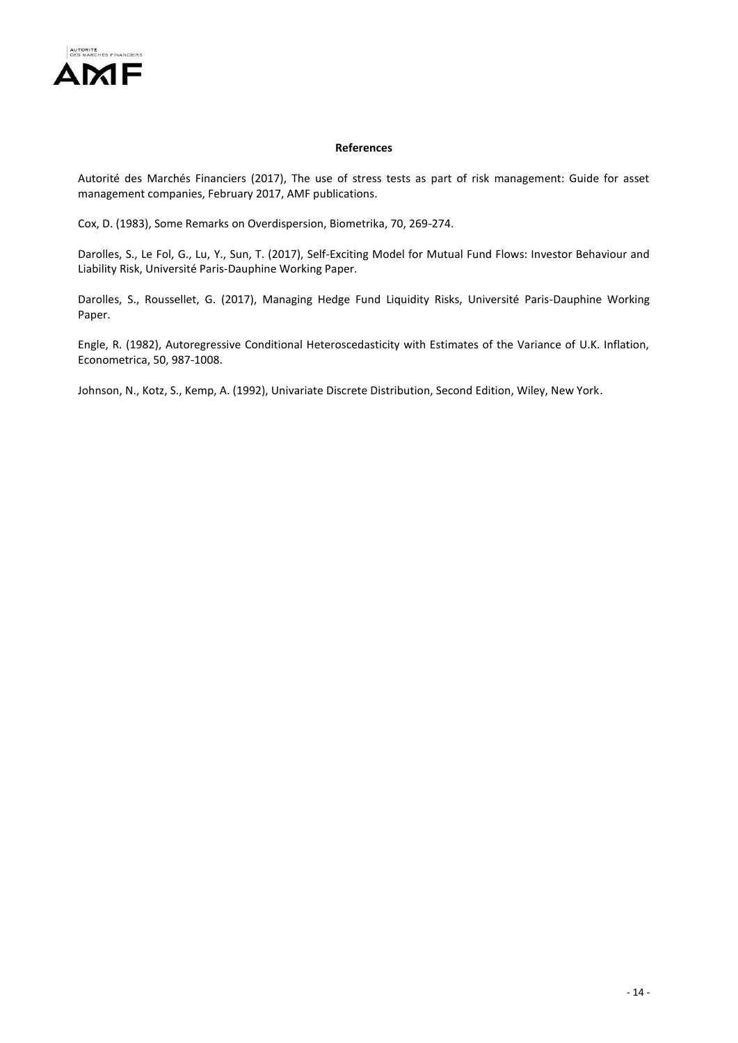**References**

Autorité des Marchés Financiers (2017), The use of stress tests as part of risk management: Guide for asset management companies, February 2017, AMF publications.

Cox, D. (1983), Some Remarks on Overdispersion, Biometrika, 70, 269-274.

Darolles, S., Le Fol, G., Lu, Y., Sun, T. (2017), Self-Exciting Model for Mutual Fund Flows: Investor Behaviour and Liability Risk, Université Paris-Dauphine Working Paper.

Darolles, S., Roussellet, G. (2017), Managing Hedge Fund Liquidity Risks, Université Paris-Dauphine Working Paper.

Engle, R. (1982), Autoregressive Conditional Heteroscedasticity with Estimates of the Variance of U.K. Inflation, Econometrica, 50, 987-1008.

Johnson, N., Kotz, S., Kemp, A. (1992), Univariate Discrete Distribution, Second Edition, Wiley, New York.